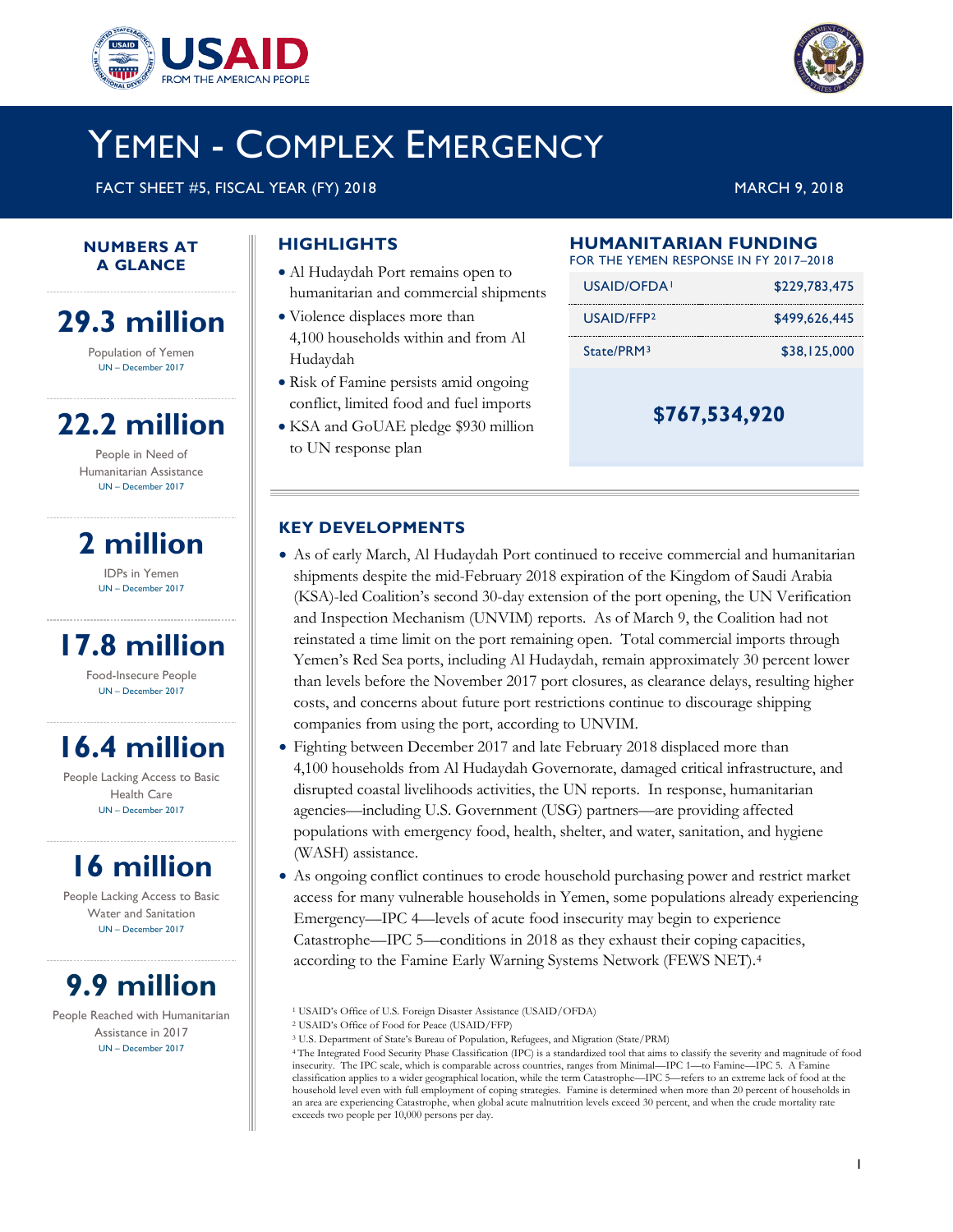# YEMEN - COMPLEX EMERGENCY

FACT SHEET #5, FISCAL YEAR (FY) 2018

MARCH 9, 2018

## NUMBERS AT A GLANCE

**29.3 million**
Population of Yemen
UN – December 2017

**22.2 million**
People in Need of Humanitarian Assistance
UN – December 2017

**2 million**
IDPs in Yemen
UN – December 2017

**17.8 million**
Food-Insecure People
UN – December 2017

**16.4 million**
People Lacking Access to Basic Health Care
UN – December 2017

**16 million**
People Lacking Access to Basic Water and Sanitation
UN – December 2017

**9.9 million**
People Reached with Humanitarian Assistance in 2017
UN – December 2017

## HIGHLIGHTS

- Al Hudaydah Port remains open to humanitarian and commercial shipments
- Violence displaces more than 4,100 households within and from Al Hudaydah
- Risk of Famine persists amid ongoing conflict, limited food and fuel imports
- KSA and GoUAE pledge $930 million to UN response plan

## HUMANITARIAN FUNDING

FOR THE YEMEN RESPONSE IN FY 2017–2018

| | |
|---|---|
| USAID/OFDA[1] | $229,783,475 |
| USAID/FFP[2] | $499,626,445 |
| State/PRM[3] | $38,125,000 |
| **Total** | **$767,534,920** |

## KEY DEVELOPMENTS

- As of early March, Al Hudaydah Port continued to receive commercial and humanitarian shipments despite the mid-February 2018 expiration of the Kingdom of Saudi Arabia (KSA)-led Coalition's second 30-day extension of the port opening, the UN Verification and Inspection Mechanism (UNVIM) reports. As of March 9, the Coalition had not reinstated a time limit on the port remaining open. Total commercial imports through Yemen's Red Sea ports, including Al Hudaydah, remain approximately 30 percent lower than levels before the November 2017 port closures, as clearance delays, resulting higher costs, and concerns about future port restrictions continue to discourage shipping companies from using the port, according to UNVIM.
- Fighting between December 2017 and late February 2018 displaced more than 4,100 households from Al Hudaydah Governorate, damaged critical infrastructure, and disrupted coastal livelihoods activities, the UN reports. In response, humanitarian agencies—including U.S. Government (USG) partners—are providing affected populations with emergency food, health, shelter, and water, sanitation, and hygiene (WASH) assistance.
- As ongoing conflict continues to erode household purchasing power and restrict market access for many vulnerable households in Yemen, some populations already experiencing Emergency—IPC 4—levels of acute food insecurity may begin to experience Catastrophe—IPC 5—conditions in 2018 as they exhaust their coping capacities, according to the Famine Early Warning Systems Network (FEWS NET).[4]

[1] USAID's Office of U.S. Foreign Disaster Assistance (USAID/OFDA)
[2] USAID's Office of Food for Peace (USAID/FFP)
[3] U.S. Department of State's Bureau of Population, Refugees, and Migration (State/PRM)
[4] The Integrated Food Security Phase Classification (IPC) is a standardized tool that aims to classify the severity and magnitude of food insecurity. The IPC scale, which is comparable across countries, ranges from Minimal—IPC 1—to Famine—IPC 5. A Famine classification applies to a wider geographical location, while the term Catastrophe—IPC 5—refers to an extreme lack of food at the household level even with full employment of coping strategies. Famine is determined when more than 20 percent of households in an area are experiencing Catastrophe, when global acute malnutrition levels exceed 30 percent, and when the crude mortality rate exceeds two people per 10,000 persons per day.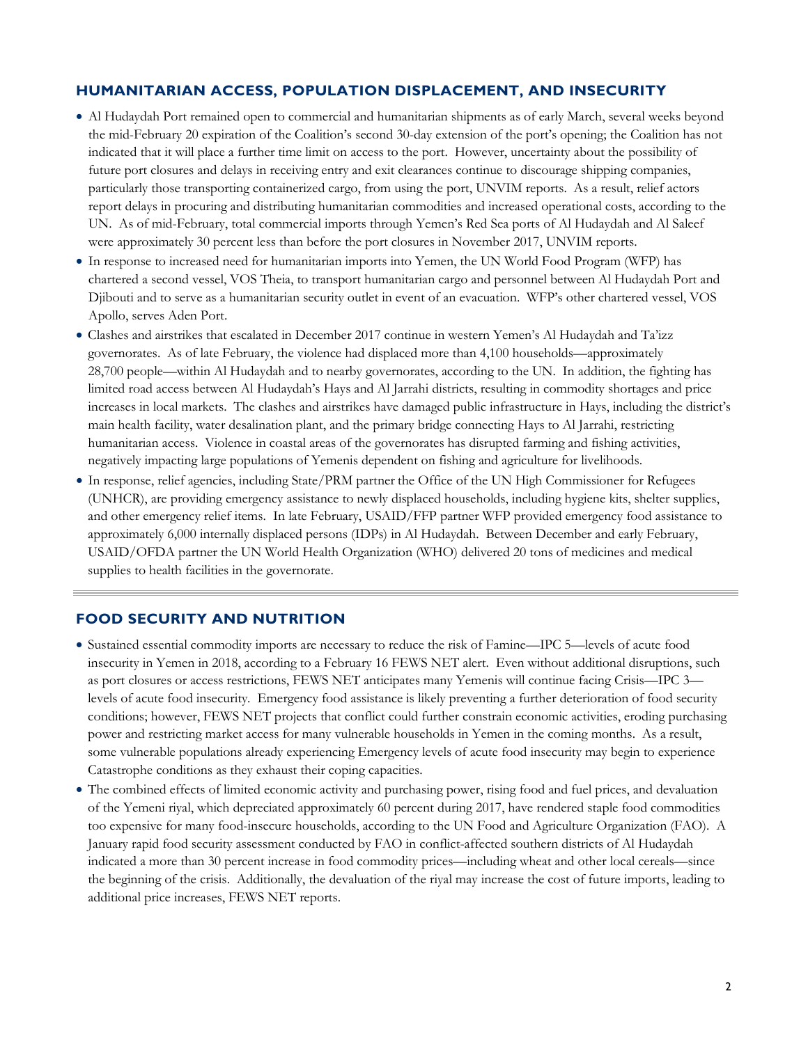## HUMANITARIAN ACCESS, POPULATION DISPLACEMENT, AND INSECURITY

- Al Hudaydah Port remained open to commercial and humanitarian shipments as of early March, several weeks beyond the mid-February 20 expiration of the Coalition's second 30-day extension of the port's opening; the Coalition has not indicated that it will place a further time limit on access to the port. However, uncertainty about the possibility of future port closures and delays in receiving entry and exit clearances continue to discourage shipping companies, particularly those transporting containerized cargo, from using the port, UNVIM reports. As a result, relief actors report delays in procuring and distributing humanitarian commodities and increased operational costs, according to the UN. As of mid-February, total commercial imports through Yemen's Red Sea ports of Al Hudaydah and Al Saleef were approximately 30 percent less than before the port closures in November 2017, UNVIM reports.
- In response to increased need for humanitarian imports into Yemen, the UN World Food Program (WFP) has chartered a second vessel, VOS Theia, to transport humanitarian cargo and personnel between Al Hudaydah Port and Djibouti and to serve as a humanitarian security outlet in event of an evacuation. WFP's other chartered vessel, VOS Apollo, serves Aden Port.
- Clashes and airstrikes that escalated in December 2017 continue in western Yemen's Al Hudaydah and Ta'izz governorates. As of late February, the violence had displaced more than 4,100 households—approximately 28,700 people—within Al Hudaydah and to nearby governorates, according to the UN. In addition, the fighting has limited road access between Al Hudaydah's Hays and Al Jarrahi districts, resulting in commodity shortages and price increases in local markets. The clashes and airstrikes have damaged public infrastructure in Hays, including the district's main health facility, water desalination plant, and the primary bridge connecting Hays to Al Jarrahi, restricting humanitarian access. Violence in coastal areas of the governorates has disrupted farming and fishing activities, negatively impacting large populations of Yemenis dependent on fishing and agriculture for livelihoods.
- In response, relief agencies, including State/PRM partner the Office of the UN High Commissioner for Refugees (UNHCR), are providing emergency assistance to newly displaced households, including hygiene kits, shelter supplies, and other emergency relief items. In late February, USAID/FFP partner WFP provided emergency food assistance to approximately 6,000 internally displaced persons (IDPs) in Al Hudaydah. Between December and early February, USAID/OFDA partner the UN World Health Organization (WHO) delivered 20 tons of medicines and medical supplies to health facilities in the governorate.

## FOOD SECURITY AND NUTRITION

- Sustained essential commodity imports are necessary to reduce the risk of Famine—IPC 5—levels of acute food insecurity in Yemen in 2018, according to a February 16 FEWS NET alert. Even without additional disruptions, such as port closures or access restrictions, FEWS NET anticipates many Yemenis will continue facing Crisis—IPC 3—levels of acute food insecurity. Emergency food assistance is likely preventing a further deterioration of food security conditions; however, FEWS NET projects that conflict could further constrain economic activities, eroding purchasing power and restricting market access for many vulnerable households in Yemen in the coming months. As a result, some vulnerable populations already experiencing Emergency levels of acute food insecurity may begin to experience Catastrophe conditions as they exhaust their coping capacities.
- The combined effects of limited economic activity and purchasing power, rising food and fuel prices, and devaluation of the Yemeni riyal, which depreciated approximately 60 percent during 2017, have rendered staple food commodities too expensive for many food-insecure households, according to the UN Food and Agriculture Organization (FAO). A January rapid food security assessment conducted by FAO in conflict-affected southern districts of Al Hudaydah indicated a more than 30 percent increase in food commodity prices—including wheat and other local cereals—since the beginning of the crisis. Additionally, the devaluation of the riyal may increase the cost of future imports, leading to additional price increases, FEWS NET reports.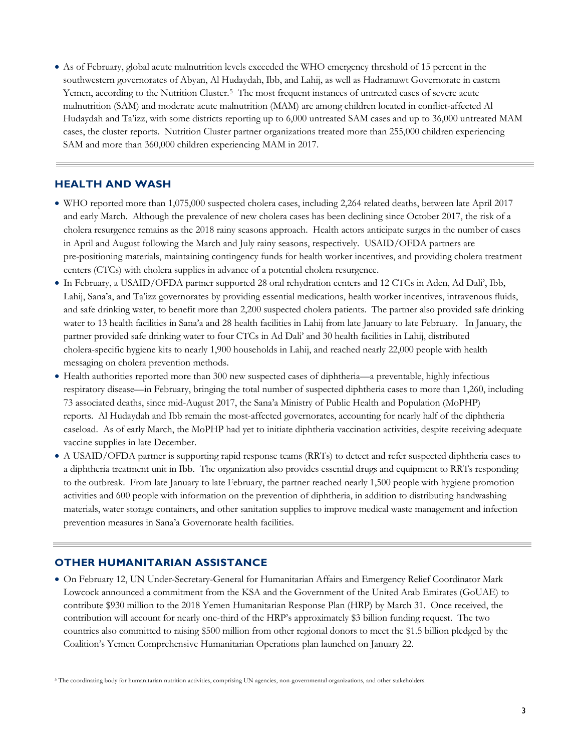- As of February, global acute malnutrition levels exceeded the WHO emergency threshold of 15 percent in the southwestern governorates of Abyan, Al Hudaydah, Ibb, and Lahij, as well as Hadramawt Governorate in eastern Yemen, according to the Nutrition Cluster.[5] The most frequent instances of untreated cases of severe acute malnutrition (SAM) and moderate acute malnutrition (MAM) are among children located in conflict-affected Al Hudaydah and Ta'izz, with some districts reporting up to 6,000 untreated SAM cases and up to 36,000 untreated MAM cases, the cluster reports. Nutrition Cluster partner organizations treated more than 255,000 children experiencing SAM and more than 360,000 children experiencing MAM in 2017.

## HEALTH AND WASH

- WHO reported more than 1,075,000 suspected cholera cases, including 2,264 related deaths, between late April 2017 and early March. Although the prevalence of new cholera cases has been declining since October 2017, the risk of a cholera resurgence remains as the 2018 rainy seasons approach. Health actors anticipate surges in the number of cases in April and August following the March and July rainy seasons, respectively. USAID/OFDA partners are pre-positioning materials, maintaining contingency funds for health worker incentives, and providing cholera treatment centers (CTCs) with cholera supplies in advance of a potential cholera resurgence.
- In February, a USAID/OFDA partner supported 28 oral rehydration centers and 12 CTCs in Aden, Ad Dali', Ibb, Lahij, Sana'a, and Ta'izz governorates by providing essential medications, health worker incentives, intravenous fluids, and safe drinking water, to benefit more than 2,200 suspected cholera patients. The partner also provided safe drinking water to 13 health facilities in Sana'a and 28 health facilities in Lahij from late January to late February. In January, the partner provided safe drinking water to four CTCs in Ad Dali' and 30 health facilities in Lahij, distributed cholera-specific hygiene kits to nearly 1,900 households in Lahij, and reached nearly 22,000 people with health messaging on cholera prevention methods.
- Health authorities reported more than 300 new suspected cases of diphtheria—a preventable, highly infectious respiratory disease—in February, bringing the total number of suspected diphtheria cases to more than 1,260, including 73 associated deaths, since mid-August 2017, the Sana'a Ministry of Public Health and Population (MoPHP) reports. Al Hudaydah and Ibb remain the most-affected governorates, accounting for nearly half of the diphtheria caseload. As of early March, the MoPHP had yet to initiate diphtheria vaccination activities, despite receiving adequate vaccine supplies in late December.
- A USAID/OFDA partner is supporting rapid response teams (RRTs) to detect and refer suspected diphtheria cases to a diphtheria treatment unit in Ibb. The organization also provides essential drugs and equipment to RRTs responding to the outbreak. From late January to late February, the partner reached nearly 1,500 people with hygiene promotion activities and 600 people with information on the prevention of diphtheria, in addition to distributing handwashing materials, water storage containers, and other sanitation supplies to improve medical waste management and infection prevention measures in Sana'a Governorate health facilities.

## OTHER HUMANITARIAN ASSISTANCE

- On February 12, UN Under-Secretary-General for Humanitarian Affairs and Emergency Relief Coordinator Mark Lowcock announced a commitment from the KSA and the Government of the United Arab Emirates (GoUAE) to contribute $930 million to the 2018 Yemen Humanitarian Response Plan (HRP) by March 31. Once received, the contribution will account for nearly one-third of the HRP's approximately $3 billion funding request. The two countries also committed to raising $500 million from other regional donors to meet the $1.5 billion pledged by the Coalition's Yemen Comprehensive Humanitarian Operations plan launched on January 22.

[5] The coordinating body for humanitarian nutrition activities, comprising UN agencies, non-governmental organizations, and other stakeholders.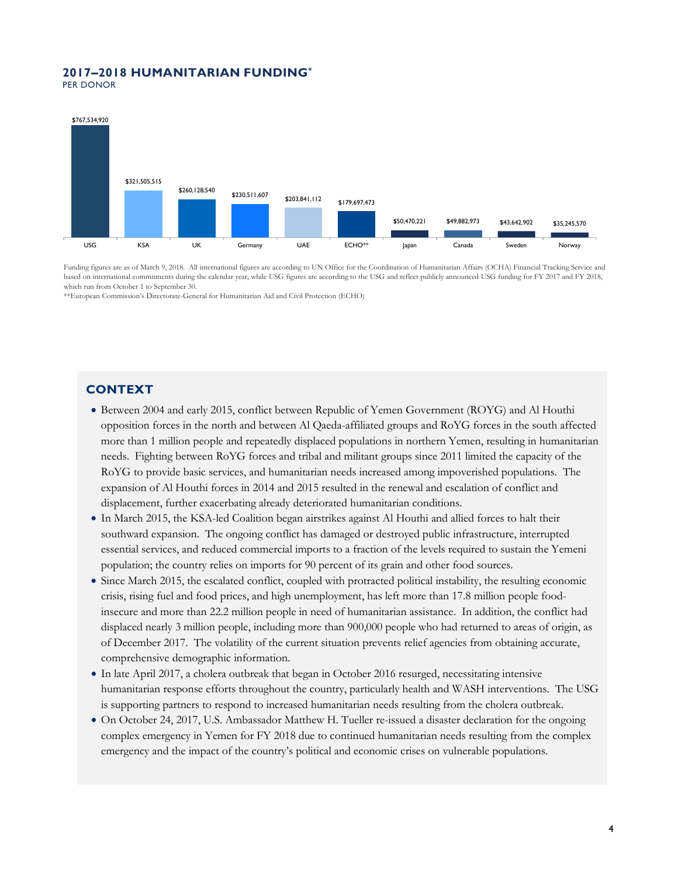## 2017–2018 HUMANITARIAN FUNDING*

PER DONOR

| Donor | Funding |
|---|---|
| USG | $767,534,920 |
| KSA | $321,505,515 |
| UK | $260,128,540 |
| Germany | $230,511,607 |
| UAE | $203,841,112 |
| ECHO** | $179,697,473 |
| Japan | $50,470,221 |
| Canada | $49,882,973 |
| Sweden | $43,642,902 |
| Norway | $35,245,570 |

Funding figures are as of March 9, 2018. All international figures are according to UN Office for the Coordination of Humanitarian Affairs (OCHA) Financial Tracking Service and based on international commitments during the calendar year, while USG figures are according to the USG and reflect publicly announced USG funding for FY 2017 and FY 2018, which run from October 1 to September 30.

**European Commission's Directorate-General for Humanitarian Aid and Civil Protection (ECHO)

## CONTEXT

- Between 2004 and early 2015, conflict between Republic of Yemen Government (ROYG) and Al Houthi opposition forces in the north and between Al Qaeda-affiliated groups and RoYG forces in the south affected more than 1 million people and repeatedly displaced populations in northern Yemen, resulting in humanitarian needs. Fighting between RoYG forces and tribal and militant groups since 2011 limited the capacity of the RoYG to provide basic services, and humanitarian needs increased among impoverished populations. The expansion of Al Houthi forces in 2014 and 2015 resulted in the renewal and escalation of conflict and displacement, further exacerbating already deteriorated humanitarian conditions.
- In March 2015, the KSA-led Coalition began airstrikes against Al Houthi and allied forces to halt their southward expansion. The ongoing conflict has damaged or destroyed public infrastructure, interrupted essential services, and reduced commercial imports to a fraction of the levels required to sustain the Yemeni population; the country relies on imports for 90 percent of its grain and other food sources.
- Since March 2015, the escalated conflict, coupled with protracted political instability, the resulting economic crisis, rising fuel and food prices, and high unemployment, has left more than 17.8 million people food-insecure and more than 22.2 million people in need of humanitarian assistance. In addition, the conflict had displaced nearly 3 million people, including more than 900,000 people who had returned to areas of origin, as of December 2017. The volatility of the current situation prevents relief agencies from obtaining accurate, comprehensive demographic information.
- In late April 2017, a cholera outbreak that began in October 2016 resurged, necessitating intensive humanitarian response efforts throughout the country, particularly health and WASH interventions. The USG is supporting partners to respond to increased humanitarian needs resulting from the cholera outbreak.
- On October 24, 2017, U.S. Ambassador Matthew H. Tueller re-issued a disaster declaration for the ongoing complex emergency in Yemen for FY 2018 due to continued humanitarian needs resulting from the complex emergency and the impact of the country's political and economic crises on vulnerable populations.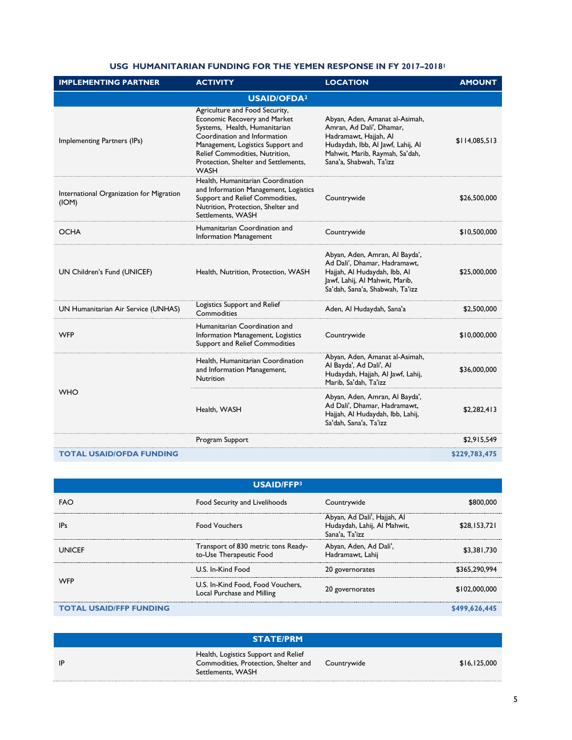## USG HUMANITARIAN FUNDING FOR THE YEMEN RESPONSE IN FY 2017–2018[1]

| IMPLEMENTING PARTNER | ACTIVITY | LOCATION | AMOUNT |
|---|---|---|---|
| **USAID/OFDA[2]** | | | |
| Implementing Partners (IPs) | Agriculture and Food Security, Economic Recovery and Market Systems, Health, Humanitarian Coordination and Information Management, Logistics Support and Relief Commodities, Nutrition, Protection, Shelter and Settlements, WASH | Abyan, Aden, Amanat al-Asimah, Amran, Ad Dali', Dhamar, Hadramawt, Hajjah, Al Hudaydah, Ibb, Al Jawf, Lahij, Al Mahwit, Marib, Raymah, Sa'dah, Sana'a, Shabwah, Ta'izz | $114,085,513 |
| International Organization for Migration (IOM) | Health, Humanitarian Coordination and Information Management, Logistics Support and Relief Commodities, Nutrition, Protection, Shelter and Settlements, WASH | Countrywide | $26,500,000 |
| OCHA | Humanitarian Coordination and Information Management | Countrywide | $10,500,000 |
| UN Children's Fund (UNICEF) | Health, Nutrition, Protection, WASH | Abyan, Aden, Amran, Al Bayda', Ad Dali', Dhamar, Hadramawt, Hajjah, Al Hudaydah, Ibb, Al Jawf, Lahij, Al Mahwit, Marib, Sa'dah, Sana'a, Shabwah, Ta'izz | $25,000,000 |
| UN Humanitarian Air Service (UNHAS) | Logistics Support and Relief Commodities | Aden, Al Hudaydah, Sana'a | $2,500,000 |
| WFP | Humanitarian Coordination and Information Management, Logistics Support and Relief Commodities | Countrywide | $10,000,000 |
| WHO | Health, Humanitarian Coordination and Information Management, Nutrition | Abyan, Aden, Amanat al-Asimah, Al Bayda', Ad Dali', Al Hudaydah, Hajjah, Al Jawf, Lahij, Marib, Sa'dah, Ta'izz | $36,000,000 |
| | Health, WASH | Abyan, Aden, Amran, Al Bayda', Ad Dali', Dhamar, Hadramawt, Hajjah, Al Hudaydah, Ibb, Lahij, Sa'dah, Sana'a, Ta'izz | $2,282,413 |
| | Program Support | | $2,915,549 |
| **TOTAL USAID/OFDA FUNDING** | | | **$229,783,475** |

| IMPLEMENTING PARTNER | ACTIVITY | LOCATION | AMOUNT |
|---|---|---|---|
| **USAID/FFP[3]** | | | |
| FAO | Food Security and Livelihoods | Countrywide | $800,000 |
| IPs | Food Vouchers | Abyan, Ad Dali', Hajjah, Al Hudaydah, Lahij, Al Mahwit, Sana'a, Ta'izz | $28,153,721 |
| UNICEF | Transport of 830 metric tons Ready-to-Use Therapeutic Food | Abyan, Aden, Ad Dali', Hadramawt, Lahij | $3,381,730 |
| WFP | U.S. In-Kind Food | 20 governorates | $365,290,994 |
| | U.S. In-Kind Food, Food Vouchers, Local Purchase and Milling | 20 governorates | $102,000,000 |
| **TOTAL USAID/FFP FUNDING** | | | **$499,626,445** |

| IMPLEMENTING PARTNER | ACTIVITY | LOCATION | AMOUNT |
|---|---|---|---|
| **STATE/PRM** | | | |
| IP | Health, Logistics Support and Relief Commodities, Protection, Shelter and Settlements, WASH | Countrywide | $16,125,000 |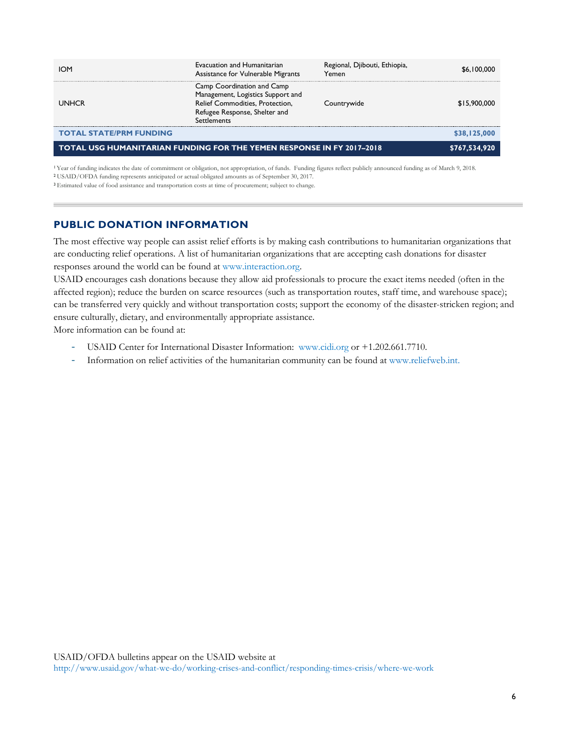| | | | |
|---|---|---|---|
| IOM | Evacuation and Humanitarian Assistance for Vulnerable Migrants | Regional, Djibouti, Ethiopia, Yemen | $6,100,000 |
| UNHCR | Camp Coordination and Camp Management, Logistics Support and Relief Commodities, Protection, Refugee Response, Shelter and Settlements | Countrywide | $15,900,000 |
| **TOTAL STATE/PRM FUNDING** | | | **$38,125,000** |
| **TOTAL USG HUMANITARIAN FUNDING FOR THE YEMEN RESPONSE IN FY 2017–2018** | | | **$767,534,920** |

[1] Year of funding indicates the date of commitment or obligation, not appropriation, of funds. Funding figures reflect publicly announced funding as of March 9, 2018.
[2] USAID/OFDA funding represents anticipated or actual obligated amounts as of September 30, 2017.
[3] Estimated value of food assistance and transportation costs at time of procurement; subject to change.

## PUBLIC DONATION INFORMATION

The most effective way people can assist relief efforts is by making cash contributions to humanitarian organizations that are conducting relief operations. A list of humanitarian organizations that are accepting cash donations for disaster responses around the world can be found at www.interaction.org.

USAID encourages cash donations because they allow aid professionals to procure the exact items needed (often in the affected region); reduce the burden on scarce resources (such as transportation routes, staff time, and warehouse space); can be transferred very quickly and without transportation costs; support the economy of the disaster-stricken region; and ensure culturally, dietary, and environmentally appropriate assistance.

More information can be found at:

- USAID Center for International Disaster Information: www.cidi.org or +1.202.661.7710.
- Information on relief activities of the humanitarian community can be found at www.reliefweb.int.

USAID/OFDA bulletins appear on the USAID website at http://www.usaid.gov/what-we-do/working-crises-and-conflict/responding-times-crisis/where-we-work